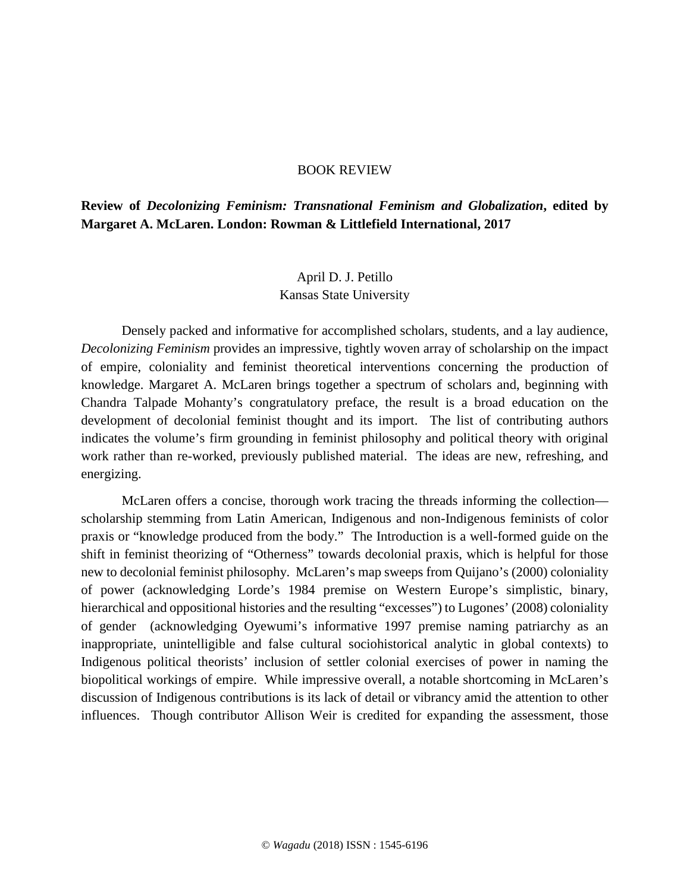BOOK REVIEW

**Review of *Decolonizing Feminism: Transnational Feminism and Globalization*, edited by Margaret A. McLaren. London: Rowman & Littlefield International, 2017**

April D. J. Petillo
Kansas State University

Densely packed and informative for accomplished scholars, students, and a lay audience, *Decolonizing Feminism* provides an impressive, tightly woven array of scholarship on the impact of empire, coloniality and feminist theoretical interventions concerning the production of knowledge. Margaret A. McLaren brings together a spectrum of scholars and, beginning with Chandra Talpade Mohanty's congratulatory preface, the result is a broad education on the development of decolonial feminist thought and its import. The list of contributing authors indicates the volume's firm grounding in feminist philosophy and political theory with original work rather than re-worked, previously published material. The ideas are new, refreshing, and energizing.

McLaren offers a concise, thorough work tracing the threads informing the collection—scholarship stemming from Latin American, Indigenous and non-Indigenous feminists of color praxis or "knowledge produced from the body." The Introduction is a well-formed guide on the shift in feminist theorizing of "Otherness" towards decolonial praxis, which is helpful for those new to decolonial feminist philosophy. McLaren's map sweeps from Quijano's (2000) coloniality of power (acknowledging Lorde's 1984 premise on Western Europe's simplistic, binary, hierarchical and oppositional histories and the resulting "excesses") to Lugones' (2008) coloniality of gender (acknowledging Oyewumi's informative 1997 premise naming patriarchy as an inappropriate, unintelligible and false cultural sociohistorical analytic in global contexts) to Indigenous political theorists' inclusion of settler colonial exercises of power in naming the biopolitical workings of empire. While impressive overall, a notable shortcoming in McLaren's discussion of Indigenous contributions is its lack of detail or vibrancy amid the attention to other influences. Though contributor Allison Weir is credited for expanding the assessment, those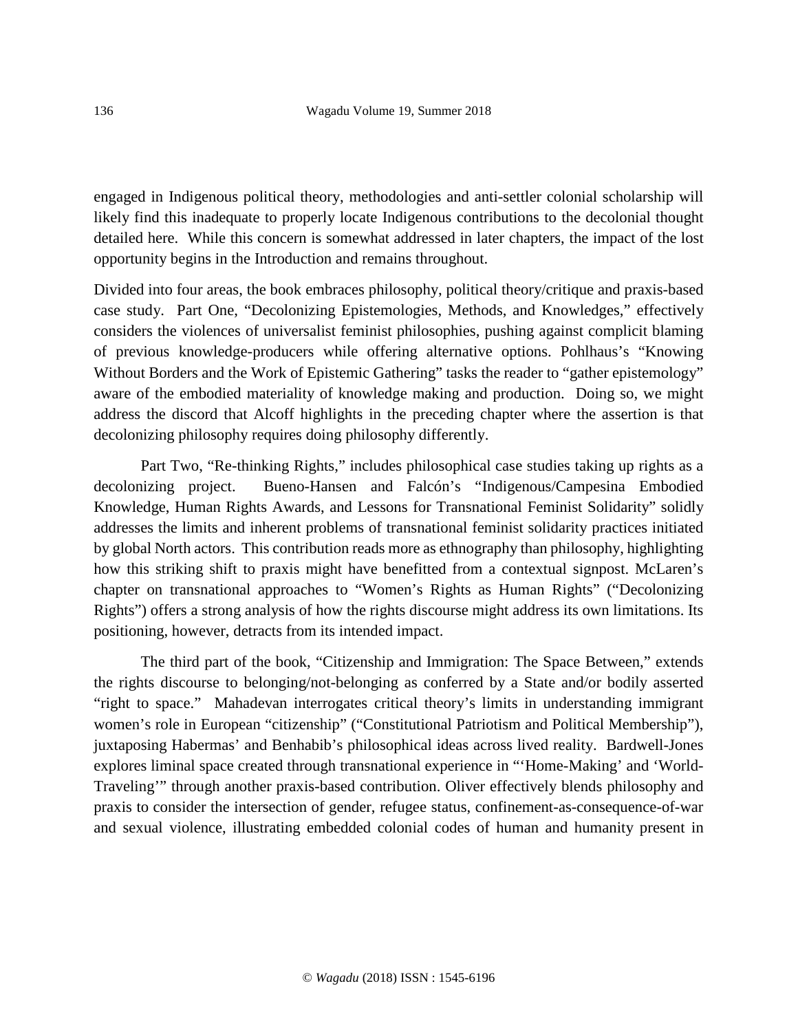engaged in Indigenous political theory, methodologies and anti-settler colonial scholarship will likely find this inadequate to properly locate Indigenous contributions to the decolonial thought detailed here. While this concern is somewhat addressed in later chapters, the impact of the lost opportunity begins in the Introduction and remains throughout.

Divided into four areas, the book embraces philosophy, political theory/critique and praxis-based case study. Part One, "Decolonizing Epistemologies, Methods, and Knowledges," effectively considers the violences of universalist feminist philosophies, pushing against complicit blaming of previous knowledge-producers while offering alternative options. Pohlhaus's "Knowing Without Borders and the Work of Epistemic Gathering" tasks the reader to "gather epistemology" aware of the embodied materiality of knowledge making and production. Doing so, we might address the discord that Alcoff highlights in the preceding chapter where the assertion is that decolonizing philosophy requires doing philosophy differently.

Part Two, "Re-thinking Rights," includes philosophical case studies taking up rights as a decolonizing project. Bueno-Hansen and Falcón's "Indigenous/Campesina Embodied Knowledge, Human Rights Awards, and Lessons for Transnational Feminist Solidarity" solidly addresses the limits and inherent problems of transnational feminist solidarity practices initiated by global North actors. This contribution reads more as ethnography than philosophy, highlighting how this striking shift to praxis might have benefitted from a contextual signpost. McLaren's chapter on transnational approaches to "Women's Rights as Human Rights" ("Decolonizing Rights") offers a strong analysis of how the rights discourse might address its own limitations. Its positioning, however, detracts from its intended impact.

The third part of the book, "Citizenship and Immigration: The Space Between," extends the rights discourse to belonging/not-belonging as conferred by a State and/or bodily asserted "right to space." Mahadevan interrogates critical theory's limits in understanding immigrant women's role in European "citizenship" ("Constitutional Patriotism and Political Membership"), juxtaposing Habermas' and Benhabib's philosophical ideas across lived reality. Bardwell-Jones explores liminal space created through transnational experience in "'Home-Making' and 'World-Traveling'" through another praxis-based contribution. Oliver effectively blends philosophy and praxis to consider the intersection of gender, refugee status, confinement-as-consequence-of-war and sexual violence, illustrating embedded colonial codes of human and humanity present in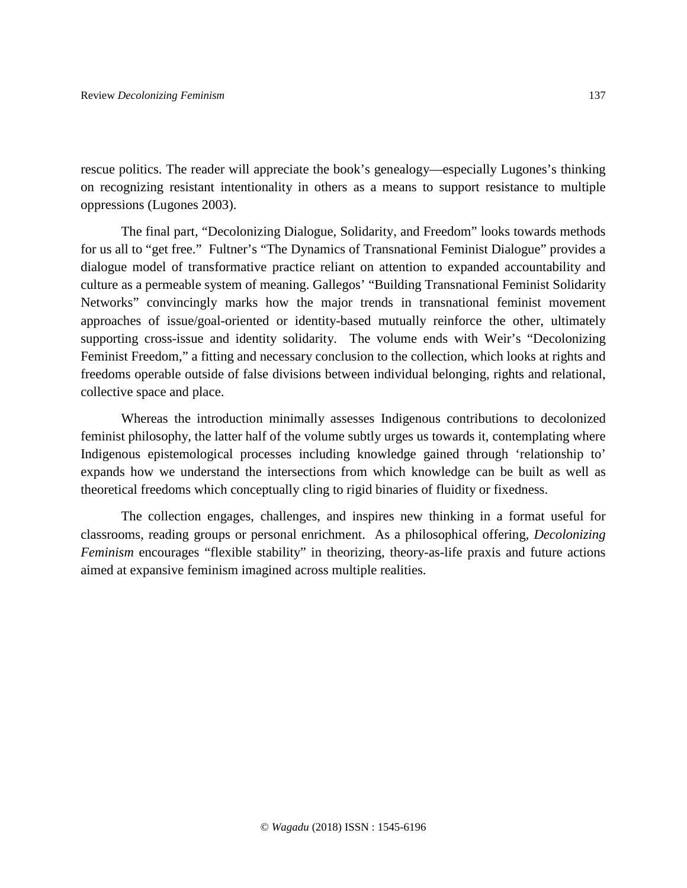rescue politics. The reader will appreciate the book's genealogy—especially Lugones's thinking on recognizing resistant intentionality in others as a means to support resistance to multiple oppressions (Lugones 2003).

The final part, "Decolonizing Dialogue, Solidarity, and Freedom" looks towards methods for us all to "get free." Fultner's "The Dynamics of Transnational Feminist Dialogue" provides a dialogue model of transformative practice reliant on attention to expanded accountability and culture as a permeable system of meaning. Gallegos' "Building Transnational Feminist Solidarity Networks" convincingly marks how the major trends in transnational feminist movement approaches of issue/goal-oriented or identity-based mutually reinforce the other, ultimately supporting cross-issue and identity solidarity. The volume ends with Weir's "Decolonizing Feminist Freedom," a fitting and necessary conclusion to the collection, which looks at rights and freedoms operable outside of false divisions between individual belonging, rights and relational, collective space and place.

Whereas the introduction minimally assesses Indigenous contributions to decolonized feminist philosophy, the latter half of the volume subtly urges us towards it, contemplating where Indigenous epistemological processes including knowledge gained through 'relationship to' expands how we understand the intersections from which knowledge can be built as well as theoretical freedoms which conceptually cling to rigid binaries of fluidity or fixedness.

The collection engages, challenges, and inspires new thinking in a format useful for classrooms, reading groups or personal enrichment. As a philosophical offering, *Decolonizing Feminism* encourages "flexible stability" in theorizing, theory-as-life praxis and future actions aimed at expansive feminism imagined across multiple realities.